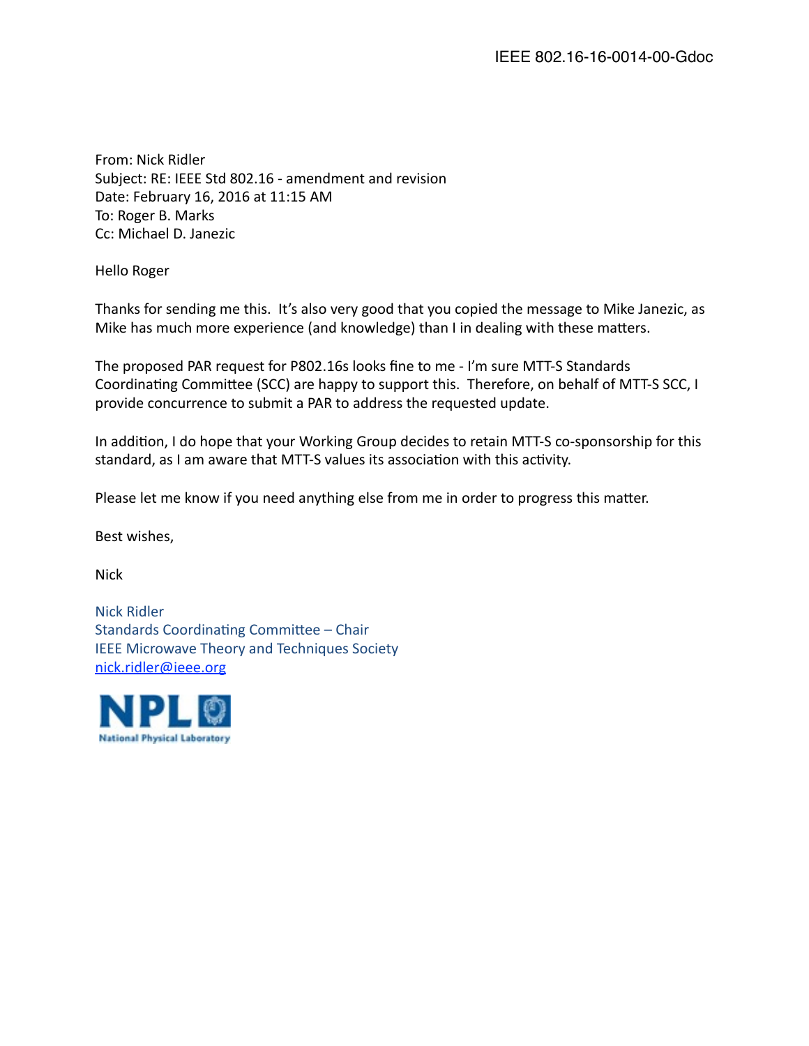IEEE 802.16-16-0014-00-Gdoc

From: Nick Ridler
Subject: RE: IEEE Std 802.16 - amendment and revision
Date: February 16, 2016 at 11:15 AM
To: Roger B. Marks
Cc: Michael D. Janezic

Hello Roger

Thanks for sending me this. It's also very good that you copied the message to Mike Janezic, as Mike has much more experience (and knowledge) than I in dealing with these matters.

The proposed PAR request for P802.16s looks fine to me - I'm sure MTT-S Standards Coordinating Committee (SCC) are happy to support this. Therefore, on behalf of MTT-S SCC, I provide concurrence to submit a PAR to address the requested update.

In addition, I do hope that your Working Group decides to retain MTT-S co-sponsorship for this standard, as I am aware that MTT-S values its association with this activity.

Please let me know if you need anything else from me in order to progress this matter.

Best wishes,

Nick

Nick Ridler
Standards Coordinating Committee – Chair
IEEE Microwave Theory and Techniques Society
nick.ridler@ieee.org

NPL
National Physical Laboratory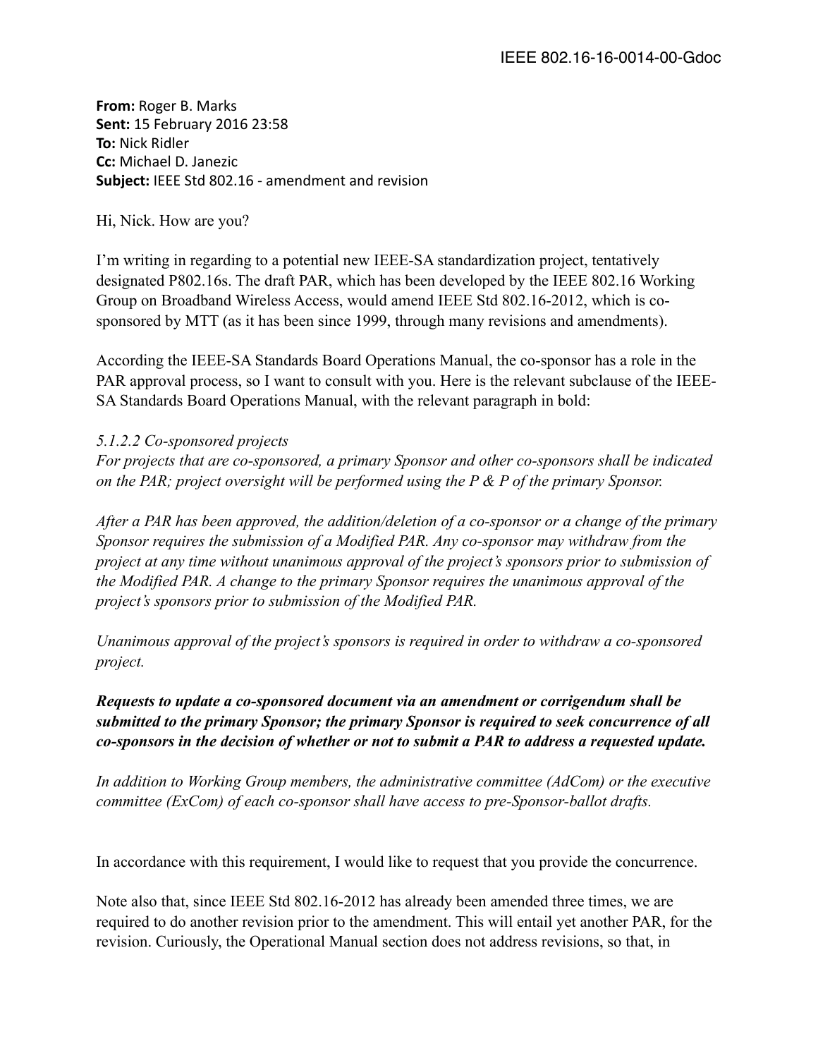**From:** Roger B. Marks
**Sent:** 15 February 2016 23:58
**To:** Nick Ridler
**Cc:** Michael D. Janezic
**Subject:** IEEE Std 802.16 - amendment and revision

Hi, Nick. How are you?

I'm writing in regarding to a potential new IEEE-SA standardization project, tentatively designated P802.16s. The draft PAR, which has been developed by the IEEE 802.16 Working Group on Broadband Wireless Access, would amend IEEE Std 802.16-2012, which is co-sponsored by MTT (as it has been since 1999, through many revisions and amendments).

According the IEEE-SA Standards Board Operations Manual, the co-sponsor has a role in the PAR approval process, so I want to consult with you. Here is the relevant subclause of the IEEE-SA Standards Board Operations Manual, with the relevant paragraph in bold:

*5.1.2.2 Co-sponsored projects*
*For projects that are co-sponsored, a primary Sponsor and other co-sponsors shall be indicated on the PAR; project oversight will be performed using the P & P of the primary Sponsor.*

*After a PAR has been approved, the addition/deletion of a co-sponsor or a change of the primary Sponsor requires the submission of a Modified PAR. Any co-sponsor may withdraw from the project at any time without unanimous approval of the project's sponsors prior to submission of the Modified PAR. A change to the primary Sponsor requires the unanimous approval of the project's sponsors prior to submission of the Modified PAR.*

*Unanimous approval of the project's sponsors is required in order to withdraw a co-sponsored project.*

***Requests to update a co-sponsored document via an amendment or corrigendum shall be submitted to the primary Sponsor; the primary Sponsor is required to seek concurrence of all co-sponsors in the decision of whether or not to submit a PAR to address a requested update.***

*In addition to Working Group members, the administrative committee (AdCom) or the executive committee (ExCom) of each co-sponsor shall have access to pre-Sponsor-ballot drafts.*

In accordance with this requirement, I would like to request that you provide the concurrence.

Note also that, since IEEE Std 802.16-2012 has already been amended three times, we are required to do another revision prior to the amendment. This will entail yet another PAR, for the revision. Curiously, the Operational Manual section does not address revisions, so that, in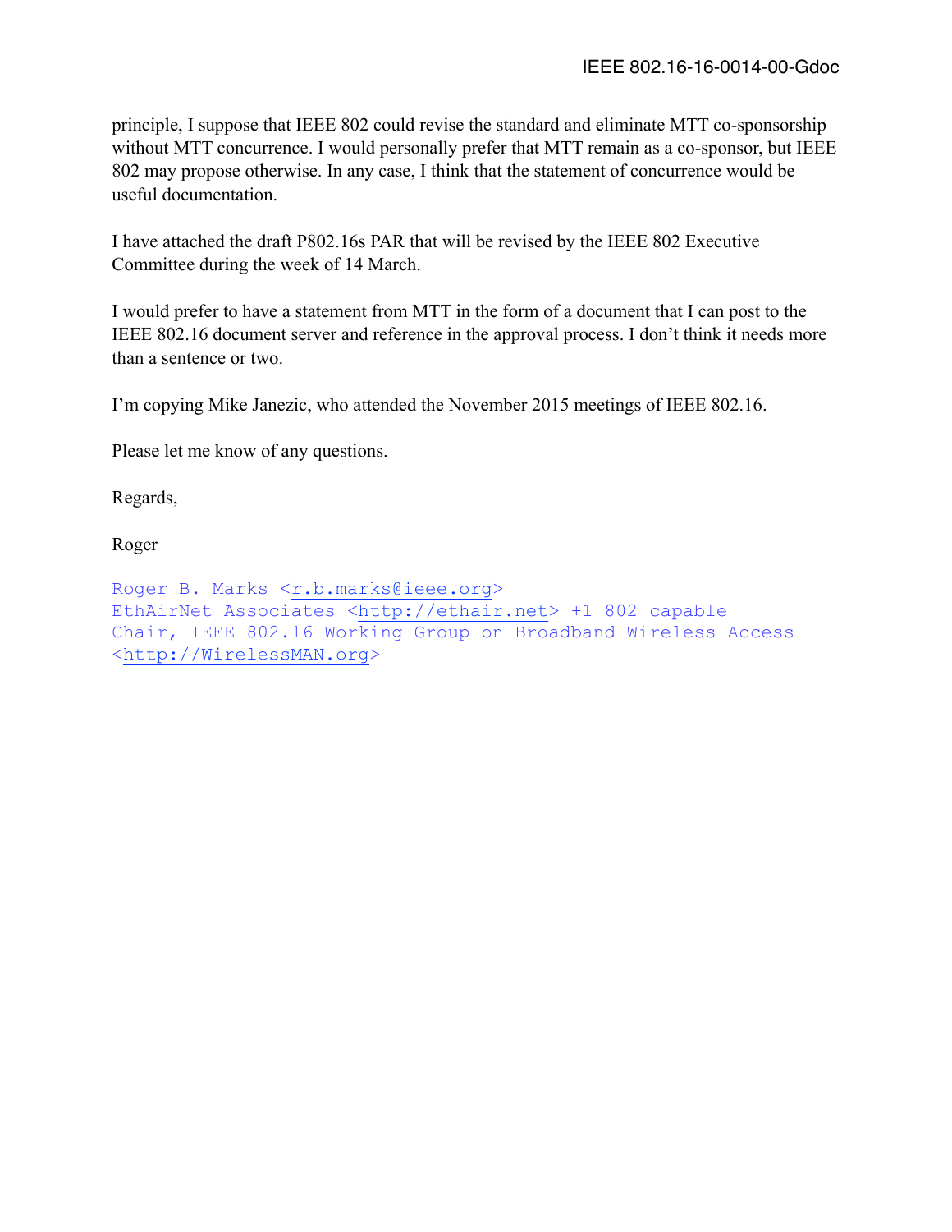principle, I suppose that IEEE 802 could revise the standard and eliminate MTT co-sponsorship without MTT concurrence. I would personally prefer that MTT remain as a co-sponsor, but IEEE 802 may propose otherwise. In any case, I think that the statement of concurrence would be useful documentation.

I have attached the draft P802.16s PAR that will be revised by the IEEE 802 Executive Committee during the week of 14 March.

I would prefer to have a statement from MTT in the form of a document that I can post to the IEEE 802.16 document server and reference in the approval process. I don't think it needs more than a sentence or two.

I'm copying Mike Janezic, who attended the November 2015 meetings of IEEE 802.16.

Please let me know of any questions.

Regards,

Roger

Roger B. Marks <r.b.marks@ieee.org>
EthAirNet Associates <http://ethair.net> +1 802 capable
Chair, IEEE 802.16 Working Group on Broadband Wireless Access
<http://WirelessMAN.org>